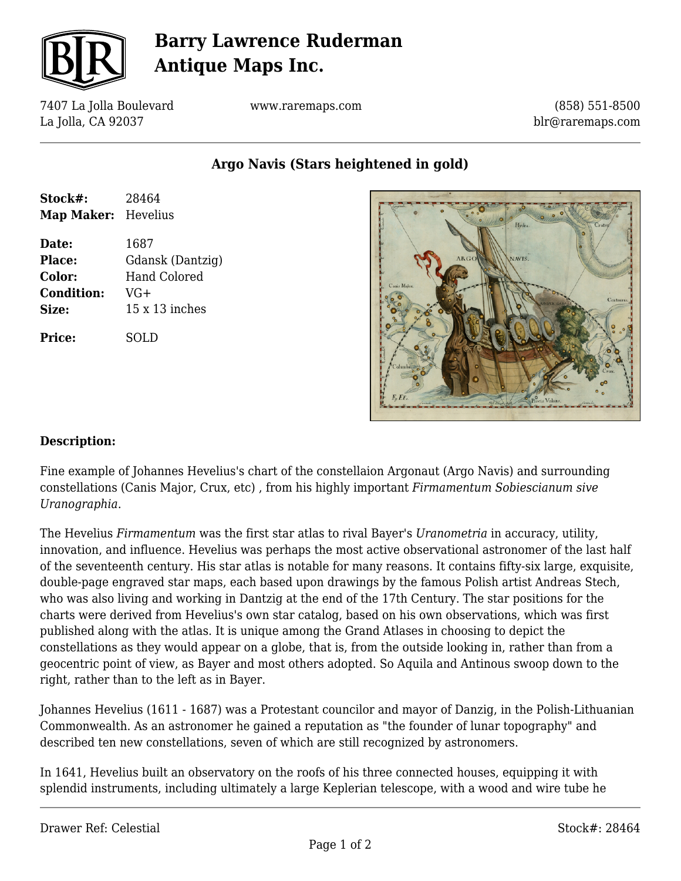# Barry Lawrence Ruderman Antique Maps Inc.

7407 La Jolla Boulevard
La Jolla, CA 92037

www.raremaps.com

(858) 551-8500
blr@raremaps.com

## Argo Navis (Stars heightened in gold)

**Stock#:** 28464
**Map Maker:** Hevelius

**Date:** 1687
**Place:** Gdansk (Dantzig)
**Color:** Hand Colored
**Condition:** VG+
**Size:** 15 x 13 inches

**Price:** SOLD

### Description:

Fine example of Johannes Hevelius's chart of the constellaion Argonaut (Argo Navis) and surrounding constellations (Canis Major, Crux, etc) , from his highly important *Firmamentum Sobiescianum sive Uranographia*.

The Hevelius *Firmamentum* was the first star atlas to rival Bayer's *Uranometria* in accuracy, utility, innovation, and influence. Hevelius was perhaps the most active observational astronomer of the last half of the seventeenth century. His star atlas is notable for many reasons. It contains fifty-six large, exquisite, double-page engraved star maps, each based upon drawings by the famous Polish artist Andreas Stech, who was also living and working in Dantzig at the end of the 17th Century. The star positions for the charts were derived from Hevelius's own star catalog, based on his own observations, which was first published along with the atlas. It is unique among the Grand Atlases in choosing to depict the constellations as they would appear on a globe, that is, from the outside looking in, rather than from a geocentric point of view, as Bayer and most others adopted. So Aquila and Antinous swoop down to the right, rather than to the left as in Bayer.

Johannes Hevelius (1611 - 1687) was a Protestant councilor and mayor of Danzig, in the Polish-Lithuanian Commonwealth. As an astronomer he gained a reputation as "the founder of lunar topography" and described ten new constellations, seven of which are still recognized by astronomers.

In 1641, Hevelius built an observatory on the roofs of his three connected houses, equipping it with splendid instruments, including ultimately a large Keplerian telescope, with a wood and wire tube he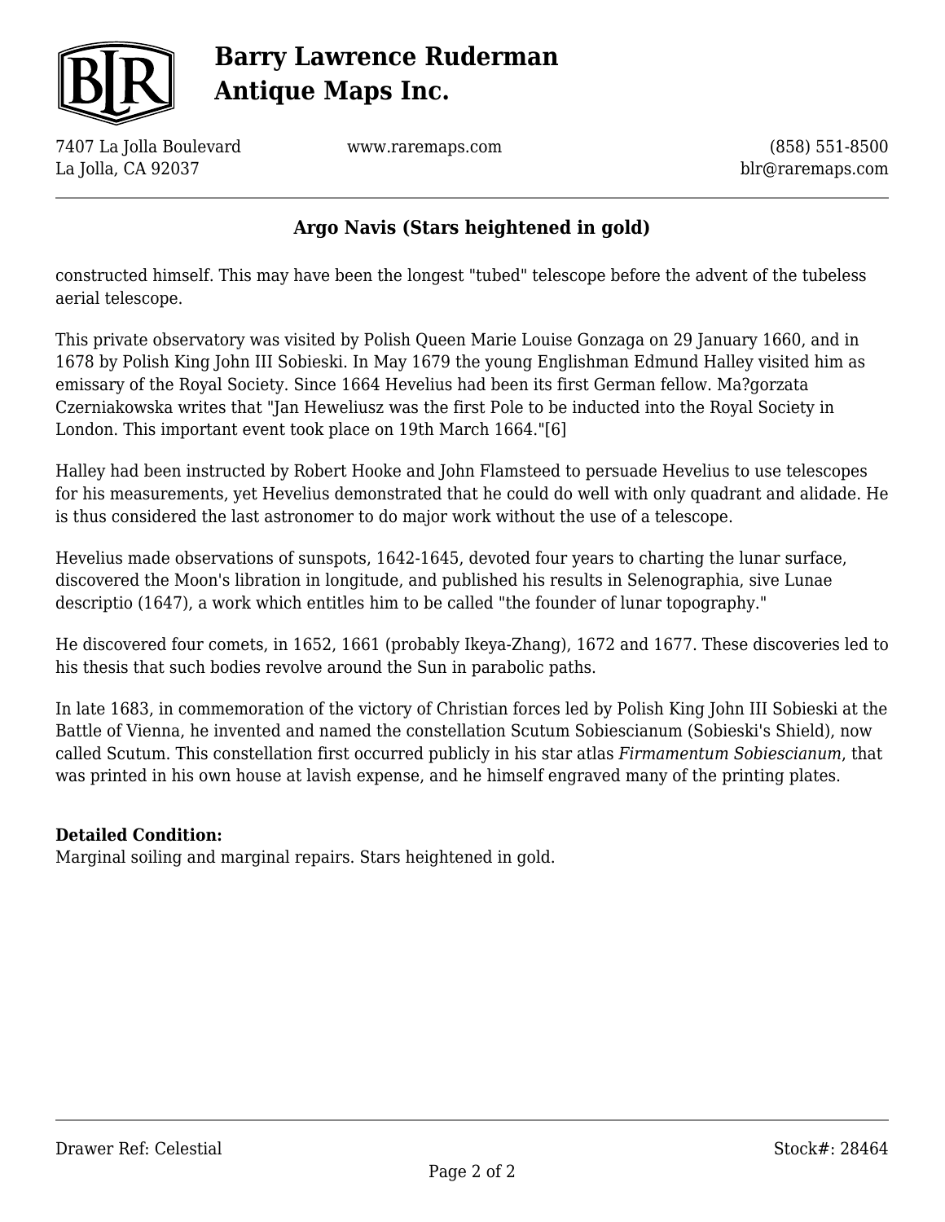constructed himself. This may have been the longest "tubed" telescope before the advent of the tubeless aerial telescope.

This private observatory was visited by Polish Queen Marie Louise Gonzaga on 29 January 1660, and in 1678 by Polish King John III Sobieski. In May 1679 the young Englishman Edmund Halley visited him as emissary of the Royal Society. Since 1664 Hevelius had been its first German fellow. Ma?gorzata Czerniakowska writes that "Jan Heweliusz was the first Pole to be inducted into the Royal Society in London. This important event took place on 19th March 1664."[6]

Halley had been instructed by Robert Hooke and John Flamsteed to persuade Hevelius to use telescopes for his measurements, yet Hevelius demonstrated that he could do well with only quadrant and alidade. He is thus considered the last astronomer to do major work without the use of a telescope.

Hevelius made observations of sunspots, 1642-1645, devoted four years to charting the lunar surface, discovered the Moon's libration in longitude, and published his results in Selenographia, sive Lunae descriptio (1647), a work which entitles him to be called "the founder of lunar topography."

He discovered four comets, in 1652, 1661 (probably Ikeya-Zhang), 1672 and 1677. These discoveries led to his thesis that such bodies revolve around the Sun in parabolic paths.

In late 1683, in commemoration of the victory of Christian forces led by Polish King John III Sobieski at the Battle of Vienna, he invented and named the constellation Scutum Sobiescianum (Sobieski's Shield), now called Scutum. This constellation first occurred publicly in his star atlas *Firmamentum Sobiescianum*, that was printed in his own house at lavish expense, and he himself engraved many of the printing plates.

**Detailed Condition:**
Marginal soiling and marginal repairs. Stars heightened in gold.

Drawer Ref: Celestial

Stock#: 28464